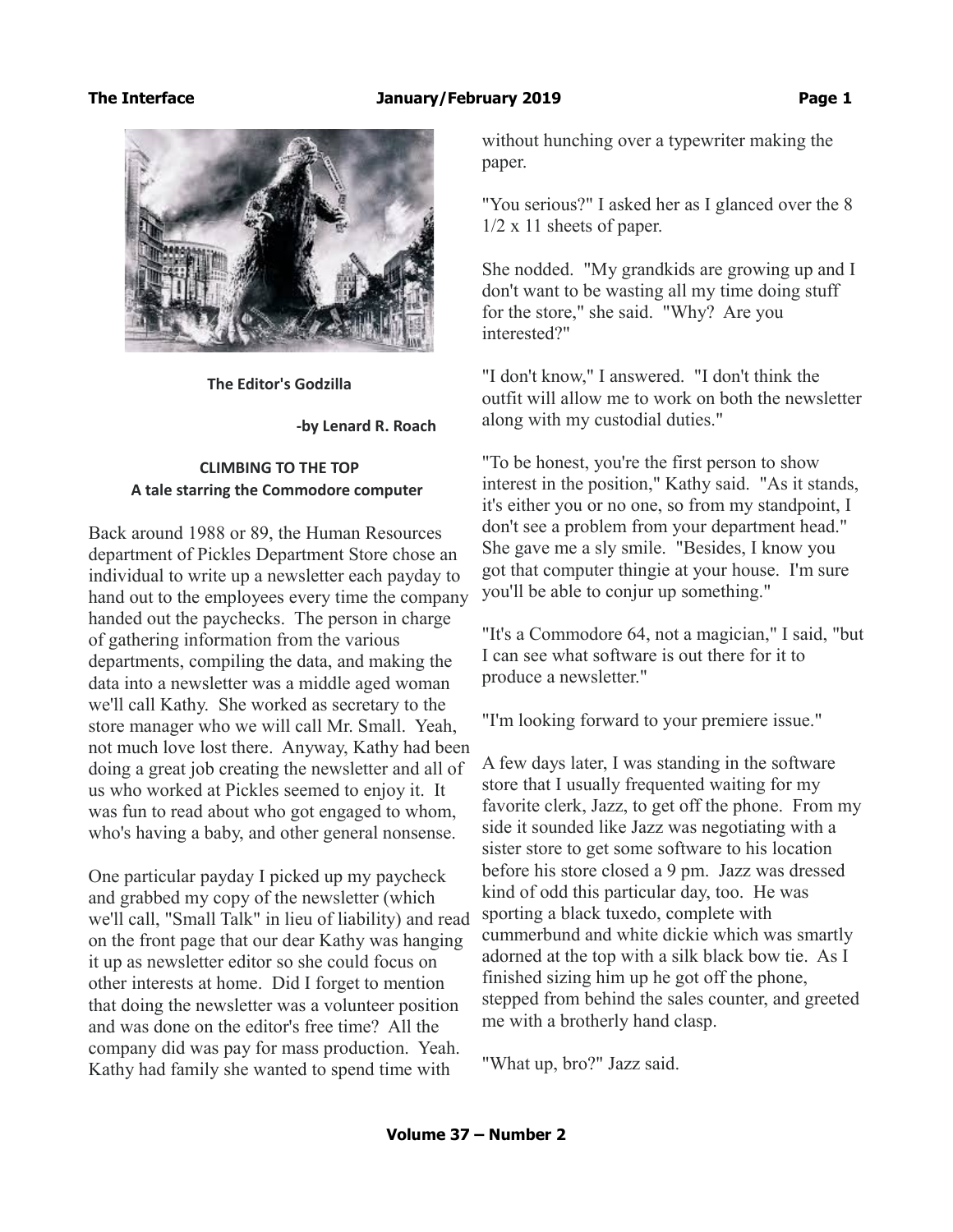**The Editor's Godzilla**

**-by Lenard R. Roach**

## CLIMBING TO THE TOP
### A tale starring the Commodore computer

Back around 1988 or 89, the Human Resources department of Pickles Department Store chose an individual to write up a newsletter each payday to hand out to the employees every time the company handed out the paychecks. The person in charge of gathering information from the various departments, compiling the data, and making the data into a newsletter was a middle aged woman we'll call Kathy. She worked as secretary to the store manager who we will call Mr. Small. Yeah, not much love lost there. Anyway, Kathy had been doing a great job creating the newsletter and all of us who worked at Pickles seemed to enjoy it. It was fun to read about who got engaged to whom, who's having a baby, and other general nonsense.

One particular payday I picked up my paycheck and grabbed my copy of the newsletter (which we'll call, "Small Talk" in lieu of liability) and read on the front page that our dear Kathy was hanging it up as newsletter editor so she could focus on other interests at home. Did I forget to mention that doing the newsletter was a volunteer position and was done on the editor's free time? All the company did was pay for mass production. Yeah. Kathy had family she wanted to spend time with without hunching over a typewriter making the paper.

"You serious?" I asked her as I glanced over the 8 1/2 x 11 sheets of paper.

She nodded. "My grandkids are growing up and I don't want to be wasting all my time doing stuff for the store," she said. "Why? Are you interested?"

"I don't know," I answered. "I don't think the outfit will allow me to work on both the newsletter along with my custodial duties."

"To be honest, you're the first person to show interest in the position," Kathy said. "As it stands, it's either you or no one, so from my standpoint, I don't see a problem from your department head." She gave me a sly smile. "Besides, I know you got that computer thingie at your house. I'm sure you'll be able to conjur up something."

"It's a Commodore 64, not a magician," I said, "but I can see what software is out there for it to produce a newsletter."

"I'm looking forward to your premiere issue."

A few days later, I was standing in the software store that I usually frequented waiting for my favorite clerk, Jazz, to get off the phone. From my side it sounded like Jazz was negotiating with a sister store to get some software to his location before his store closed a 9 pm. Jazz was dressed kind of odd this particular day, too. He was sporting a black tuxedo, complete with cummerbund and white dickie which was smartly adorned at the top with a silk black bow tie. As I finished sizing him up he got off the phone, stepped from behind the sales counter, and greeted me with a brotherly hand clasp.

"What up, bro?" Jazz said.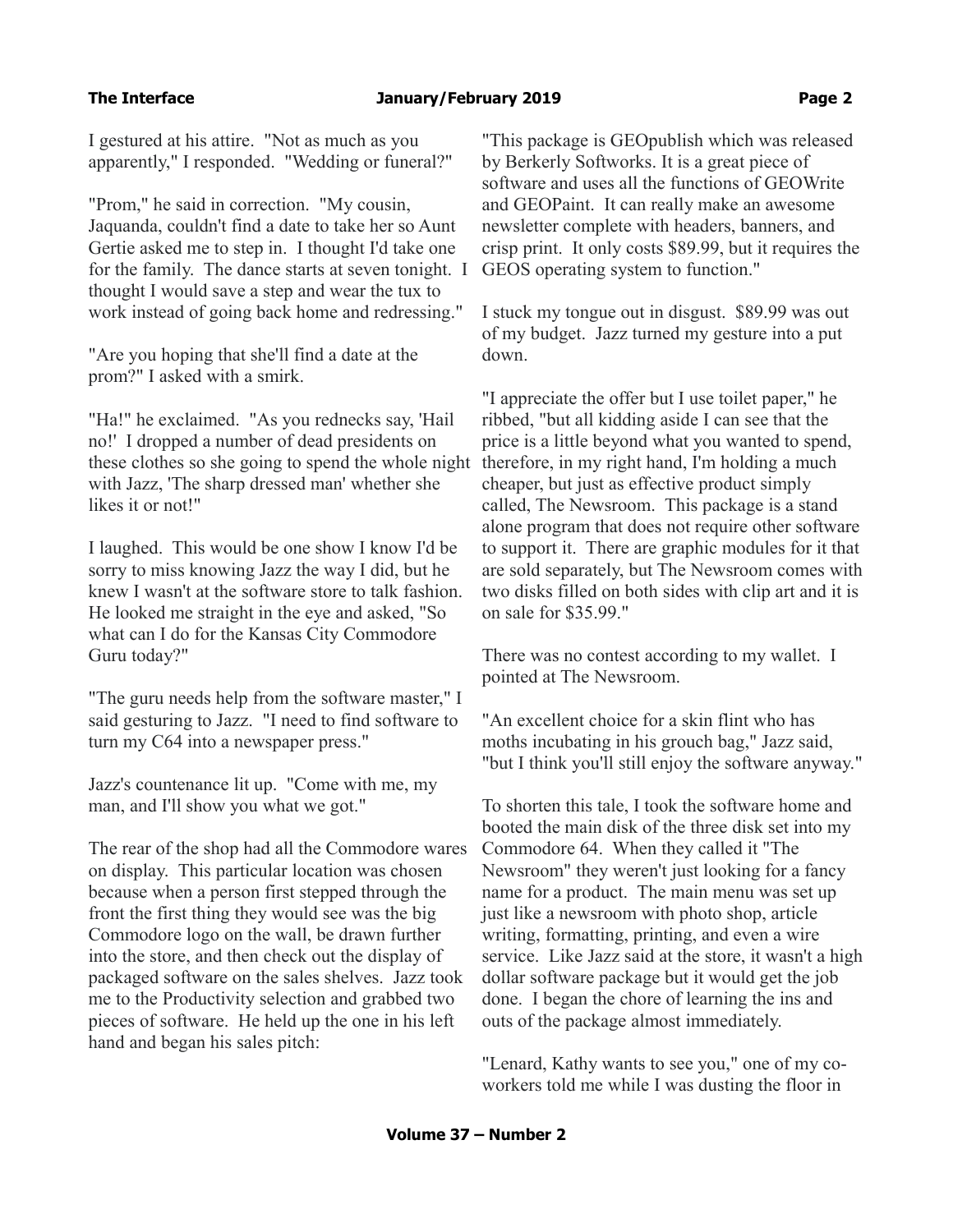I gestured at his attire. "Not as much as you apparently," I responded. "Wedding or funeral?"

"Prom," he said in correction. "My cousin, Jaquanda, couldn't find a date to take her so Aunt Gertie asked me to step in. I thought I'd take one for the family. The dance starts at seven tonight. I thought I would save a step and wear the tux to work instead of going back home and redressing."

"Are you hoping that she'll find a date at the prom?" I asked with a smirk.

"Ha!" he exclaimed. "As you rednecks say, 'Hail no!' I dropped a number of dead presidents on these clothes so she going to spend the whole night with Jazz, 'The sharp dressed man' whether she likes it or not!"

I laughed. This would be one show I know I'd be sorry to miss knowing Jazz the way I did, but he knew I wasn't at the software store to talk fashion. He looked me straight in the eye and asked, "So what can I do for the Kansas City Commodore Guru today?"

"The guru needs help from the software master," I said gesturing to Jazz. "I need to find software to turn my C64 into a newspaper press."

Jazz's countenance lit up. "Come with me, my man, and I'll show you what we got."

The rear of the shop had all the Commodore wares on display. This particular location was chosen because when a person first stepped through the front the first thing they would see was the big Commodore logo on the wall, be drawn further into the store, and then check out the display of packaged software on the sales shelves. Jazz took me to the Productivity selection and grabbed two pieces of software. He held up the one in his left hand and began his sales pitch:

"This package is GEOpublish which was released by Berkerly Softworks. It is a great piece of software and uses all the functions of GEOWrite and GEOPaint. It can really make an awesome newsletter complete with headers, banners, and crisp print. It only costs $89.99, but it requires the GEOS operating system to function."

I stuck my tongue out in disgust. $89.99 was out of my budget. Jazz turned my gesture into a put down.

"I appreciate the offer but I use toilet paper," he ribbed, "but all kidding aside I can see that the price is a little beyond what you wanted to spend, therefore, in my right hand, I'm holding a much cheaper, but just as effective product simply called, The Newsroom. This package is a stand alone program that does not require other software to support it. There are graphic modules for it that are sold separately, but The Newsroom comes with two disks filled on both sides with clip art and it is on sale for $35.99."

There was no contest according to my wallet. I pointed at The Newsroom.

"An excellent choice for a skin flint who has moths incubating in his grouch bag," Jazz said, "but I think you'll still enjoy the software anyway."

To shorten this tale, I took the software home and booted the main disk of the three disk set into my Commodore 64. When they called it "The Newsroom" they weren't just looking for a fancy name for a product. The main menu was set up just like a newsroom with photo shop, article writing, formatting, printing, and even a wire service. Like Jazz said at the store, it wasn't a high dollar software package but it would get the job done. I began the chore of learning the ins and outs of the package almost immediately.

"Lenard, Kathy wants to see you," one of my co-workers told me while I was dusting the floor in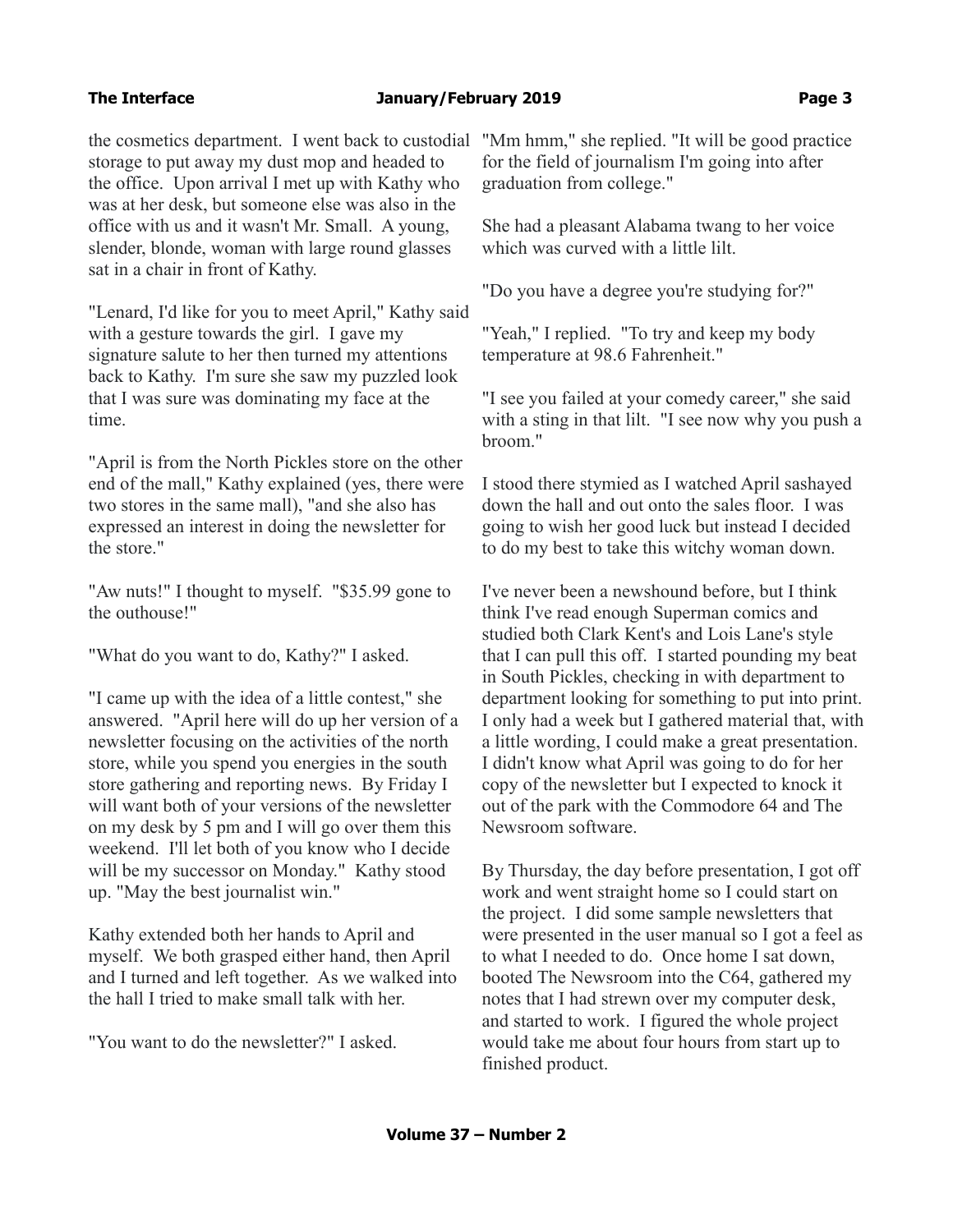the cosmetics department. I went back to custodial storage to put away my dust mop and headed to the office. Upon arrival I met up with Kathy who was at her desk, but someone else was also in the office with us and it wasn't Mr. Small. A young, slender, blonde, woman with large round glasses sat in a chair in front of Kathy.

"Lenard, I'd like for you to meet April," Kathy said with a gesture towards the girl. I gave my signature salute to her then turned my attentions back to Kathy. I'm sure she saw my puzzled look that I was sure was dominating my face at the time.

"April is from the North Pickles store on the other end of the mall," Kathy explained (yes, there were two stores in the same mall), "and she also has expressed an interest in doing the newsletter for the store."

"Aw nuts!" I thought to myself. "$35.99 gone to the outhouse!"

"What do you want to do, Kathy?" I asked.

"I came up with the idea of a little contest," she answered. "April here will do up her version of a newsletter focusing on the activities of the north store, while you spend you energies in the south store gathering and reporting news. By Friday I will want both of your versions of the newsletter on my desk by 5 pm and I will go over them this weekend. I'll let both of you know who I decide will be my successor on Monday." Kathy stood up. "May the best journalist win."

Kathy extended both her hands to April and myself. We both grasped either hand, then April and I turned and left together. As we walked into the hall I tried to make small talk with her.

"You want to do the newsletter?" I asked.

"Mm hmm," she replied. "It will be good practice for the field of journalism I'm going into after graduation from college."

She had a pleasant Alabama twang to her voice which was curved with a little lilt.

"Do you have a degree you're studying for?"

"Yeah," I replied. "To try and keep my body temperature at 98.6 Fahrenheit."

"I see you failed at your comedy career," she said with a sting in that lilt. "I see now why you push a broom."

I stood there stymied as I watched April sashayed down the hall and out onto the sales floor. I was going to wish her good luck but instead I decided to do my best to take this witchy woman down.

I've never been a newshound before, but I think think I've read enough Superman comics and studied both Clark Kent's and Lois Lane's style that I can pull this off. I started pounding my beat in South Pickles, checking in with department to department looking for something to put into print. I only had a week but I gathered material that, with a little wording, I could make a great presentation. I didn't know what April was going to do for her copy of the newsletter but I expected to knock it out of the park with the Commodore 64 and The Newsroom software.

By Thursday, the day before presentation, I got off work and went straight home so I could start on the project. I did some sample newsletters that were presented in the user manual so I got a feel as to what I needed to do. Once home I sat down, booted The Newsroom into the C64, gathered my notes that I had strewn over my computer desk, and started to work. I figured the whole project would take me about four hours from start up to finished product.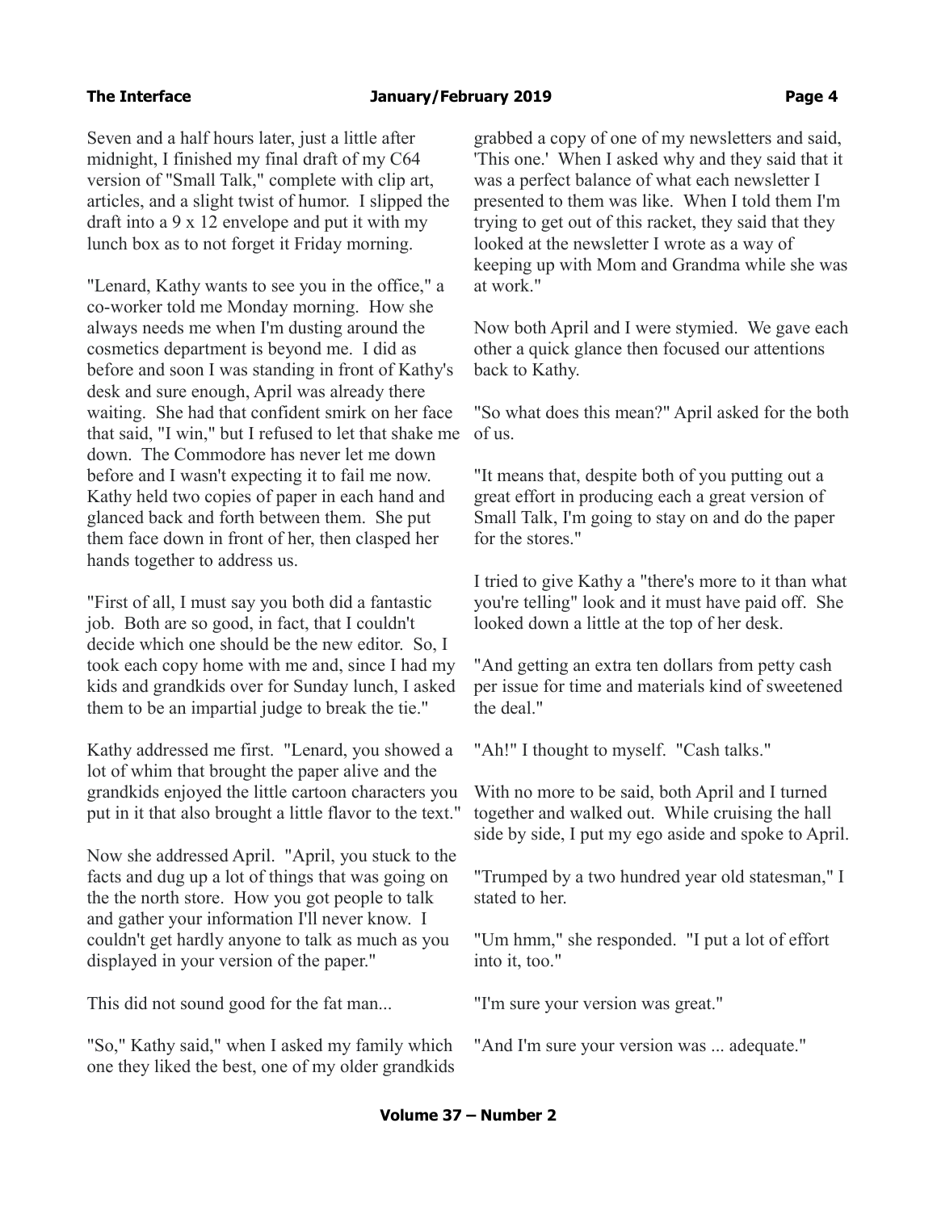Seven and a half hours later, just a little after midnight, I finished my final draft of my C64 version of "Small Talk," complete with clip art, articles, and a slight twist of humor. I slipped the draft into a 9 x 12 envelope and put it with my lunch box as to not forget it Friday morning.

"Lenard, Kathy wants to see you in the office," a co-worker told me Monday morning. How she always needs me when I'm dusting around the cosmetics department is beyond me. I did as before and soon I was standing in front of Kathy's desk and sure enough, April was already there waiting. She had that confident smirk on her face that said, "I win," but I refused to let that shake me down. The Commodore has never let me down before and I wasn't expecting it to fail me now. Kathy held two copies of paper in each hand and glanced back and forth between them. She put them face down in front of her, then clasped her hands together to address us.

"First of all, I must say you both did a fantastic job. Both are so good, in fact, that I couldn't decide which one should be the new editor. So, I took each copy home with me and, since I had my kids and grandkids over for Sunday lunch, I asked them to be an impartial judge to break the tie."

Kathy addressed me first. "Lenard, you showed a lot of whim that brought the paper alive and the grandkids enjoyed the little cartoon characters you put in it that also brought a little flavor to the text."

Now she addressed April. "April, you stuck to the facts and dug up a lot of things that was going on the the north store. How you got people to talk and gather your information I'll never know. I couldn't get hardly anyone to talk as much as you displayed in your version of the paper."

This did not sound good for the fat man...

"So," Kathy said," when I asked my family which one they liked the best, one of my older grandkids grabbed a copy of one of my newsletters and said, 'This one.' When I asked why and they said that it was a perfect balance of what each newsletter I presented to them was like. When I told them I'm trying to get out of this racket, they said that they looked at the newsletter I wrote as a way of keeping up with Mom and Grandma while she was at work."

Now both April and I were stymied. We gave each other a quick glance then focused our attentions back to Kathy.

"So what does this mean?" April asked for the both of us.

"It means that, despite both of you putting out a great effort in producing each a great version of Small Talk, I'm going to stay on and do the paper for the stores."

I tried to give Kathy a "there's more to it than what you're telling" look and it must have paid off. She looked down a little at the top of her desk.

"And getting an extra ten dollars from petty cash per issue for time and materials kind of sweetened the deal."

"Ah!" I thought to myself. "Cash talks."

With no more to be said, both April and I turned together and walked out. While cruising the hall side by side, I put my ego aside and spoke to April.

"Trumped by a two hundred year old statesman," I stated to her.

"Um hmm," she responded. "I put a lot of effort into it, too."

"I'm sure your version was great."

"And I'm sure your version was ... adequate."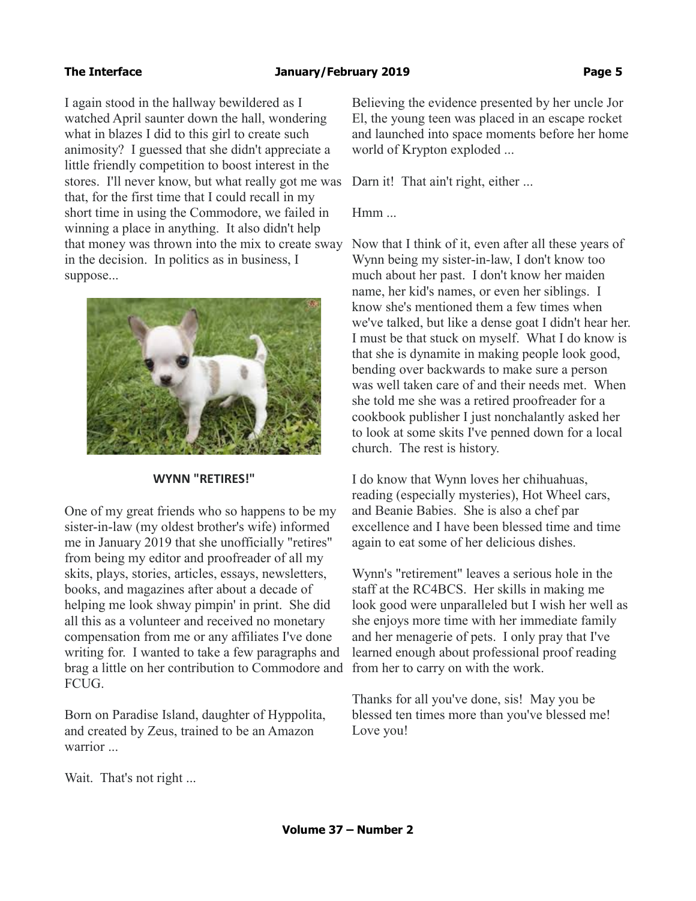I again stood in the hallway bewildered as I watched April saunter down the hall, wondering what in blazes I did to this girl to create such animosity? I guessed that she didn't appreciate a little friendly competition to boost interest in the stores. I'll never know, but what really got me was that, for the first time that I could recall in my short time in using the Commodore, we failed in winning a place in anything. It also didn't help that money was thrown into the mix to create sway in the decision. In politics as in business, I suppose...

## WYNN "RETIRES!"

One of my great friends who so happens to be my sister-in-law (my oldest brother's wife) informed me in January 2019 that she unofficially "retires" from being my editor and proofreader of all my skits, plays, stories, articles, essays, newsletters, books, and magazines after about a decade of helping me look shway pimpin' in print. She did all this as a volunteer and received no monetary compensation from me or any affiliates I've done writing for. I wanted to take a few paragraphs and brag a little on her contribution to Commodore and FCUG.

Born on Paradise Island, daughter of Hyppolita, and created by Zeus, trained to be an Amazon warrior ...

Wait. That's not right ...

Believing the evidence presented by her uncle Jor El, the young teen was placed in an escape rocket and launched into space moments before her home world of Krypton exploded ...

Darn it! That ain't right, either ...

Hmm ...

Now that I think of it, even after all these years of Wynn being my sister-in-law, I don't know too much about her past. I don't know her maiden name, her kid's names, or even her siblings. I know she's mentioned them a few times when we've talked, but like a dense goat I didn't hear her. I must be that stuck on myself. What I do know is that she is dynamite in making people look good, bending over backwards to make sure a person was well taken care of and their needs met. When she told me she was a retired proofreader for a cookbook publisher I just nonchalantly asked her to look at some skits I've penned down for a local church. The rest is history.

I do know that Wynn loves her chihuahuas, reading (especially mysteries), Hot Wheel cars, and Beanie Babies. She is also a chef par excellence and I have been blessed time and time again to eat some of her delicious dishes.

Wynn's "retirement" leaves a serious hole in the staff at the RC4BCS. Her skills in making me look good were unparalleled but I wish her well as she enjoys more time with her immediate family and her menagerie of pets. I only pray that I've learned enough about professional proof reading from her to carry on with the work.

Thanks for all you've done, sis! May you be blessed ten times more than you've blessed me! Love you!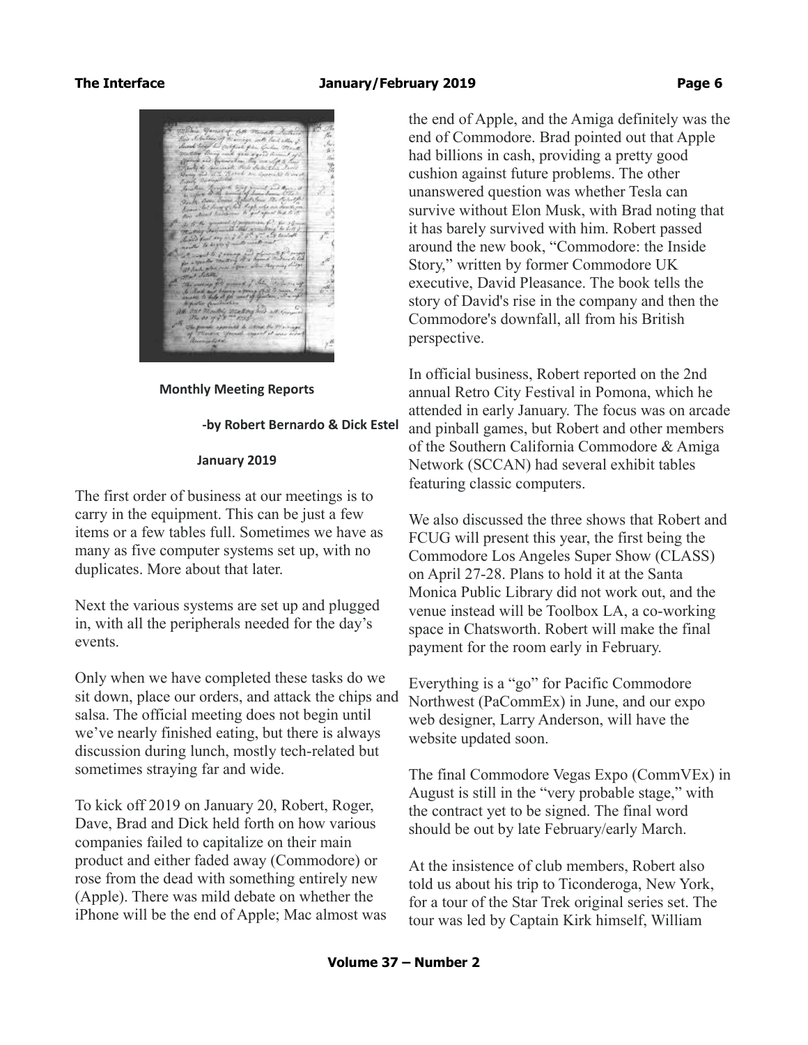## Monthly Meeting Reports

**-by Robert Bernardo & Dick Estel**

### January 2019

The first order of business at our meetings is to carry in the equipment. This can be just a few items or a few tables full. Sometimes we have as many as five computer systems set up, with no duplicates. More about that later.

Next the various systems are set up and plugged in, with all the peripherals needed for the day's events.

Only when we have completed these tasks do we sit down, place our orders, and attack the chips and salsa. The official meeting does not begin until we've nearly finished eating, but there is always discussion during lunch, mostly tech-related but sometimes straying far and wide.

To kick off 2019 on January 20, Robert, Roger, Dave, Brad and Dick held forth on how various companies failed to capitalize on their main product and either faded away (Commodore) or rose from the dead with something entirely new (Apple). There was mild debate on whether the iPhone will be the end of Apple; Mac almost was the end of Apple, and the Amiga definitely was the end of Commodore. Brad pointed out that Apple had billions in cash, providing a pretty good cushion against future problems. The other unanswered question was whether Tesla can survive without Elon Musk, with Brad noting that it has barely survived with him. Robert passed around the new book, "Commodore: the Inside Story," written by former Commodore UK executive, David Pleasance. The book tells the story of David's rise in the company and then the Commodore's downfall, all from his British perspective.

In official business, Robert reported on the 2nd annual Retro City Festival in Pomona, which he attended in early January. The focus was on arcade and pinball games, but Robert and other members of the Southern California Commodore & Amiga Network (SCCAN) had several exhibit tables featuring classic computers.

We also discussed the three shows that Robert and FCUG will present this year, the first being the Commodore Los Angeles Super Show (CLASS) on April 27-28. Plans to hold it at the Santa Monica Public Library did not work out, and the venue instead will be Toolbox LA, a co-working space in Chatsworth. Robert will make the final payment for the room early in February.

Everything is a "go" for Pacific Commodore Northwest (PaCommEx) in June, and our expo web designer, Larry Anderson, will have the website updated soon.

The final Commodore Vegas Expo (CommVEx) in August is still in the "very probable stage," with the contract yet to be signed. The final word should be out by late February/early March.

At the insistence of club members, Robert also told us about his trip to Ticonderoga, New York, for a tour of the Star Trek original series set. The tour was led by Captain Kirk himself, William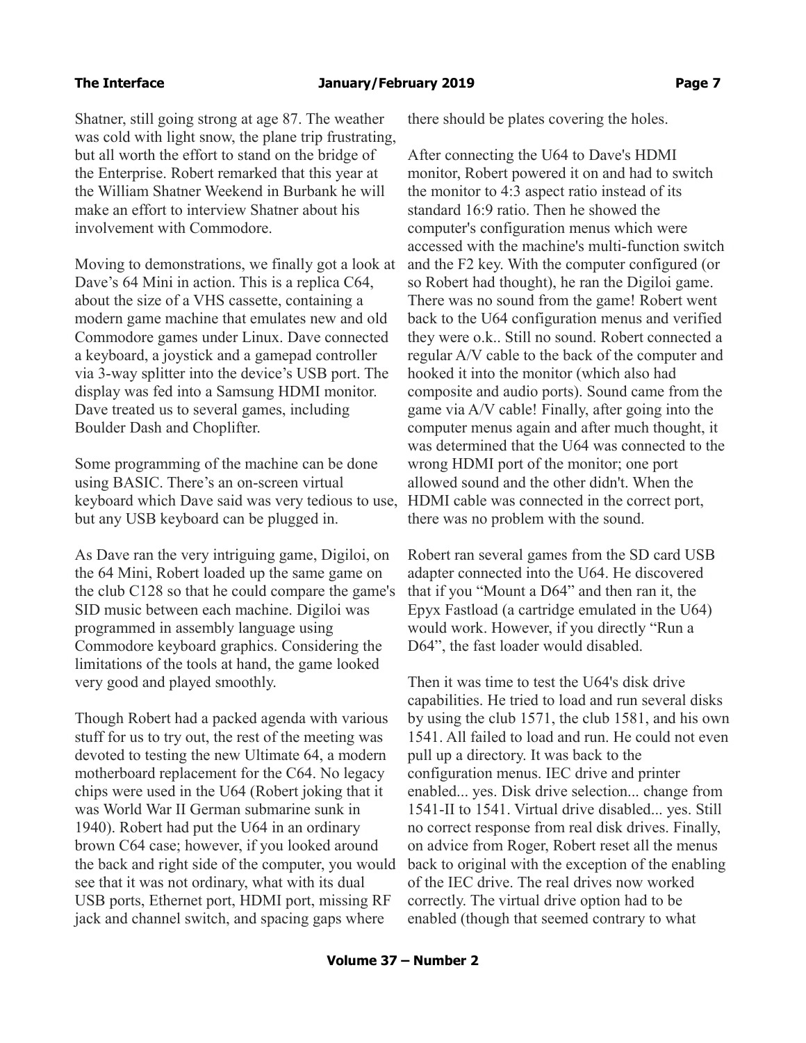Shatner, still going strong at age 87. The weather was cold with light snow, the plane trip frustrating, but all worth the effort to stand on the bridge of the Enterprise. Robert remarked that this year at the William Shatner Weekend in Burbank he will make an effort to interview Shatner about his involvement with Commodore.

Moving to demonstrations, we finally got a look at Dave's 64 Mini in action. This is a replica C64, about the size of a VHS cassette, containing a modern game machine that emulates new and old Commodore games under Linux. Dave connected a keyboard, a joystick and a gamepad controller via 3-way splitter into the device's USB port. The display was fed into a Samsung HDMI monitor. Dave treated us to several games, including Boulder Dash and Choplifter.

Some programming of the machine can be done using BASIC. There's an on-screen virtual keyboard which Dave said was very tedious to use, but any USB keyboard can be plugged in.

As Dave ran the very intriguing game, Digiloi, on the 64 Mini, Robert loaded up the same game on the club C128 so that he could compare the game's SID music between each machine. Digiloi was programmed in assembly language using Commodore keyboard graphics. Considering the limitations of the tools at hand, the game looked very good and played smoothly.

Though Robert had a packed agenda with various stuff for us to try out, the rest of the meeting was devoted to testing the new Ultimate 64, a modern motherboard replacement for the C64. No legacy chips were used in the U64 (Robert joking that it was World War II German submarine sunk in 1940). Robert had put the U64 in an ordinary brown C64 case; however, if you looked around the back and right side of the computer, you would see that it was not ordinary, what with its dual USB ports, Ethernet port, HDMI port, missing RF jack and channel switch, and spacing gaps where there should be plates covering the holes.

After connecting the U64 to Dave's HDMI monitor, Robert powered it on and had to switch the monitor to 4:3 aspect ratio instead of its standard 16:9 ratio. Then he showed the computer's configuration menus which were accessed with the machine's multi-function switch and the F2 key. With the computer configured (or so Robert had thought), he ran the Digiloi game. There was no sound from the game! Robert went back to the U64 configuration menus and verified they were o.k.. Still no sound. Robert connected a regular A/V cable to the back of the computer and hooked it into the monitor (which also had composite and audio ports). Sound came from the game via A/V cable! Finally, after going into the computer menus again and after much thought, it was determined that the U64 was connected to the wrong HDMI port of the monitor; one port allowed sound and the other didn't. When the HDMI cable was connected in the correct port, there was no problem with the sound.

Robert ran several games from the SD card USB adapter connected into the U64. He discovered that if you "Mount a D64" and then ran it, the Epyx Fastload (a cartridge emulated in the U64) would work. However, if you directly "Run a D64", the fast loader would disabled.

Then it was time to test the U64's disk drive capabilities. He tried to load and run several disks by using the club 1571, the club 1581, and his own 1541. All failed to load and run. He could not even pull up a directory. It was back to the configuration menus. IEC drive and printer enabled... yes. Disk drive selection... change from 1541-II to 1541. Virtual drive disabled... yes. Still no correct response from real disk drives. Finally, on advice from Roger, Robert reset all the menus back to original with the exception of the enabling of the IEC drive. The real drives now worked correctly. The virtual drive option had to be enabled (though that seemed contrary to what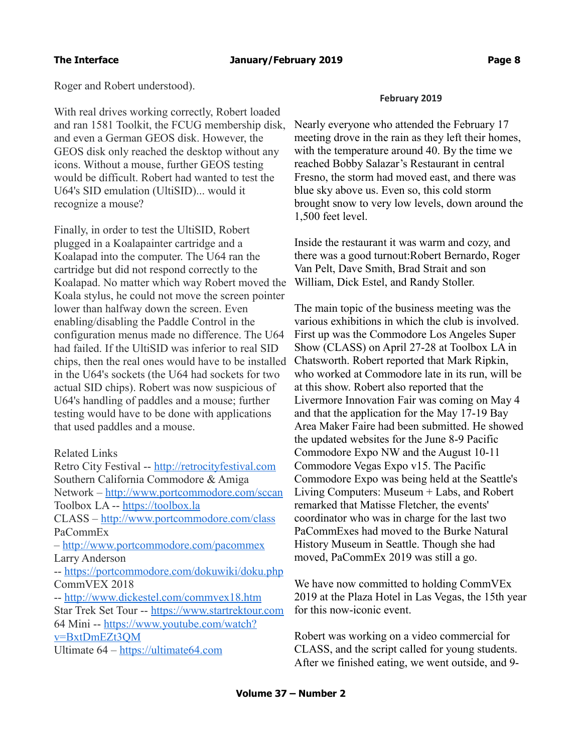Roger and Robert understood).

With real drives working correctly, Robert loaded and ran 1581 Toolkit, the FCUG membership disk, and even a German GEOS disk. However, the GEOS disk only reached the desktop without any icons. Without a mouse, further GEOS testing would be difficult. Robert had wanted to test the U64's SID emulation (UltiSID)... would it recognize a mouse?

Finally, in order to test the UltiSID, Robert plugged in a Koalapainter cartridge and a Koalapad into the computer. The U64 ran the cartridge but did not respond correctly to the Koalapad. No matter which way Robert moved the Koala stylus, he could not move the screen pointer lower than halfway down the screen. Even enabling/disabling the Paddle Control in the configuration menus made no difference. The U64 had failed. If the UltiSID was inferior to real SID chips, then the real ones would have to be installed in the U64's sockets (the U64 had sockets for two actual SID chips). Robert was now suspicious of U64's handling of paddles and a mouse; further testing would have to be done with applications that used paddles and a mouse.

Related Links
Retro City Festival -- http://retrocityfestival.com
Southern California Commodore & Amiga Network – http://www.portcommodore.com/sccan
Toolbox LA -- https://toolbox.la
CLASS – http://www.portcommodore.com/class
PaCommEx – http://www.portcommodore.com/pacommex
Larry Anderson -- https://portcommodore.com/dokuwiki/doku.php
CommVEX 2018 -- http://www.dickestel.com/commvex18.htm
Star Trek Set Tour -- https://www.startrektour.com
64 Mini -- https://www.youtube.com/watch?v=BxtDmEZt3QM
Ultimate 64 – https://ultimate64.com

## February 2019

Nearly everyone who attended the February 17 meeting drove in the rain as they left their homes, with the temperature around 40. By the time we reached Bobby Salazar's Restaurant in central Fresno, the storm had moved east, and there was blue sky above us. Even so, this cold storm brought snow to very low levels, down around the 1,500 feet level.

Inside the restaurant it was warm and cozy, and there was a good turnout:Robert Bernardo, Roger Van Pelt, Dave Smith, Brad Strait and son William, Dick Estel, and Randy Stoller.

The main topic of the business meeting was the various exhibitions in which the club is involved. First up was the Commodore Los Angeles Super Show (CLASS) on April 27-28 at Toolbox LA in Chatsworth. Robert reported that Mark Ripkin, who worked at Commodore late in its run, will be at this show. Robert also reported that the Livermore Innovation Fair was coming on May 4 and that the application for the May 17-19 Bay Area Maker Faire had been submitted. He showed the updated websites for the June 8-9 Pacific Commodore Expo NW and the August 10-11 Commodore Vegas Expo v15. The Pacific Commodore Expo was being held at the Seattle's Living Computers: Museum + Labs, and Robert remarked that Matisse Fletcher, the events' coordinator who was in charge for the last two PaCommExes had moved to the Burke Natural History Museum in Seattle. Though she had moved, PaCommEx 2019 was still a go.

We have now committed to holding CommVEx 2019 at the Plaza Hotel in Las Vegas, the 15th year for this now-iconic event.

Robert was working on a video commercial for CLASS, and the script called for young students. After we finished eating, we went outside, and 9-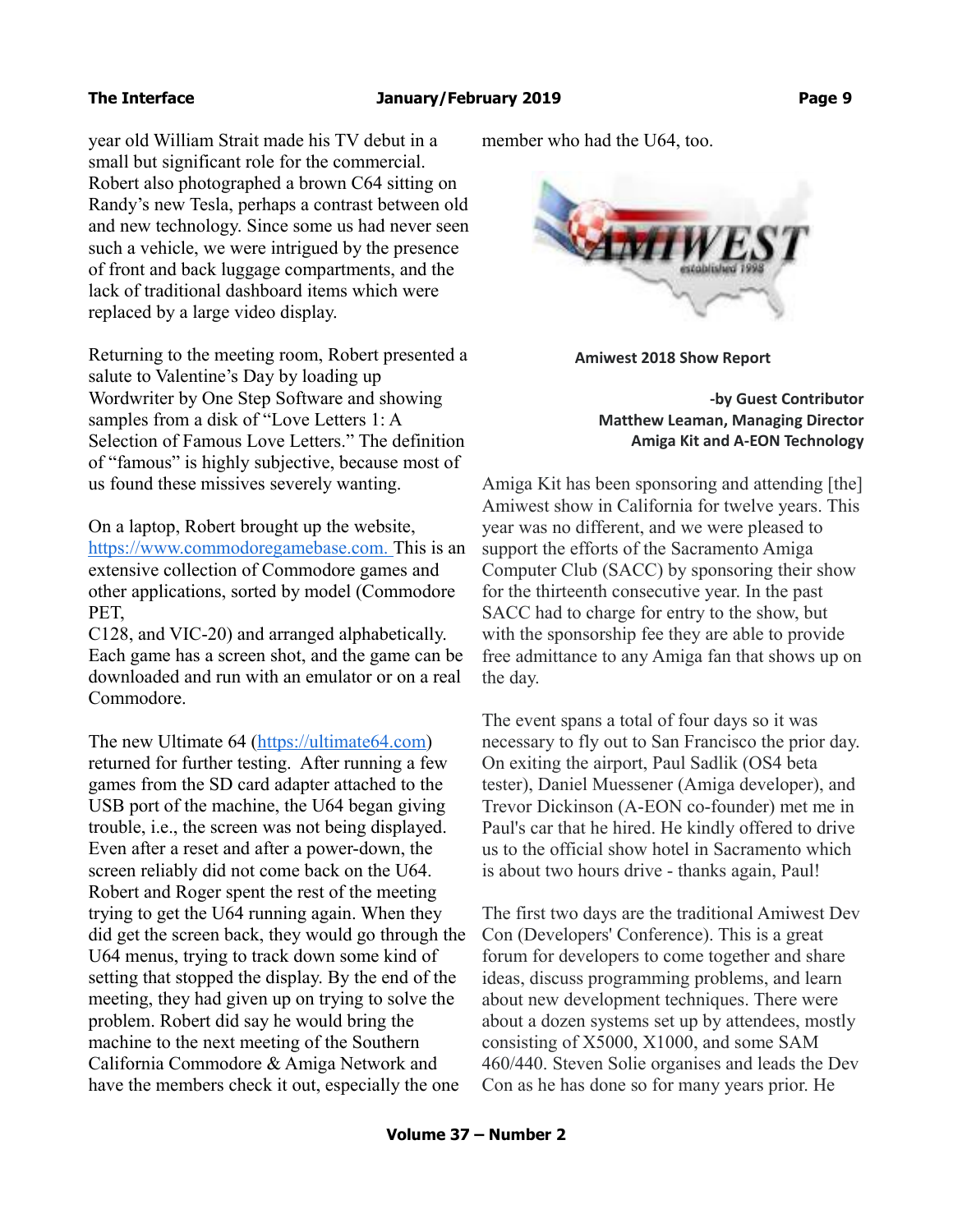year old William Strait made his TV debut in a small but significant role for the commercial. Robert also photographed a brown C64 sitting on Randy's new Tesla, perhaps a contrast between old and new technology. Since some us had never seen such a vehicle, we were intrigued by the presence of front and back luggage compartments, and the lack of traditional dashboard items which were replaced by a large video display.

Returning to the meeting room, Robert presented a salute to Valentine's Day by loading up Wordwriter by One Step Software and showing samples from a disk of "Love Letters 1: A Selection of Famous Love Letters." The definition of "famous" is highly subjective, because most of us found these missives severely wanting.

On a laptop, Robert brought up the website, https://www.commodoregamebase.com. This is an extensive collection of Commodore games and other applications, sorted by model (Commodore PET,
C128, and VIC-20) and arranged alphabetically. Each game has a screen shot, and the game can be downloaded and run with an emulator or on a real Commodore.

The new Ultimate 64 (https://ultimate64.com) returned for further testing. After running a few games from the SD card adapter attached to the USB port of the machine, the U64 began giving trouble, i.e., the screen was not being displayed. Even after a reset and after a power-down, the screen reliably did not come back on the U64. Robert and Roger spent the rest of the meeting trying to get the U64 running again. When they did get the screen back, they would go through the U64 menus, trying to track down some kind of setting that stopped the display. By the end of the meeting, they had given up on trying to solve the problem. Robert did say he would bring the machine to the next meeting of the Southern California Commodore & Amiga Network and have the members check it out, especially the one member who had the U64, too.

**Amiwest 2018 Show Report**

**-by Guest Contributor**
**Matthew Leaman, Managing Director**
**Amiga Kit and A-EON Technology**

Amiga Kit has been sponsoring and attending [the] Amiwest show in California for twelve years. This year was no different, and we were pleased to support the efforts of the Sacramento Amiga Computer Club (SACC) by sponsoring their show for the thirteenth consecutive year. In the past SACC had to charge for entry to the show, but with the sponsorship fee they are able to provide free admittance to any Amiga fan that shows up on the day.

The event spans a total of four days so it was necessary to fly out to San Francisco the prior day. On exiting the airport, Paul Sadlik (OS4 beta tester), Daniel Muessener (Amiga developer), and Trevor Dickinson (A-EON co-founder) met me in Paul's car that he hired. He kindly offered to drive us to the official show hotel in Sacramento which is about two hours drive - thanks again, Paul!

The first two days are the traditional Amiwest Dev Con (Developers' Conference). This is a great forum for developers to come together and share ideas, discuss programming problems, and learn about new development techniques. There were about a dozen systems set up by attendees, mostly consisting of X5000, X1000, and some SAM 460/440. Steven Solie organises and leads the Dev Con as he has done so for many years prior. He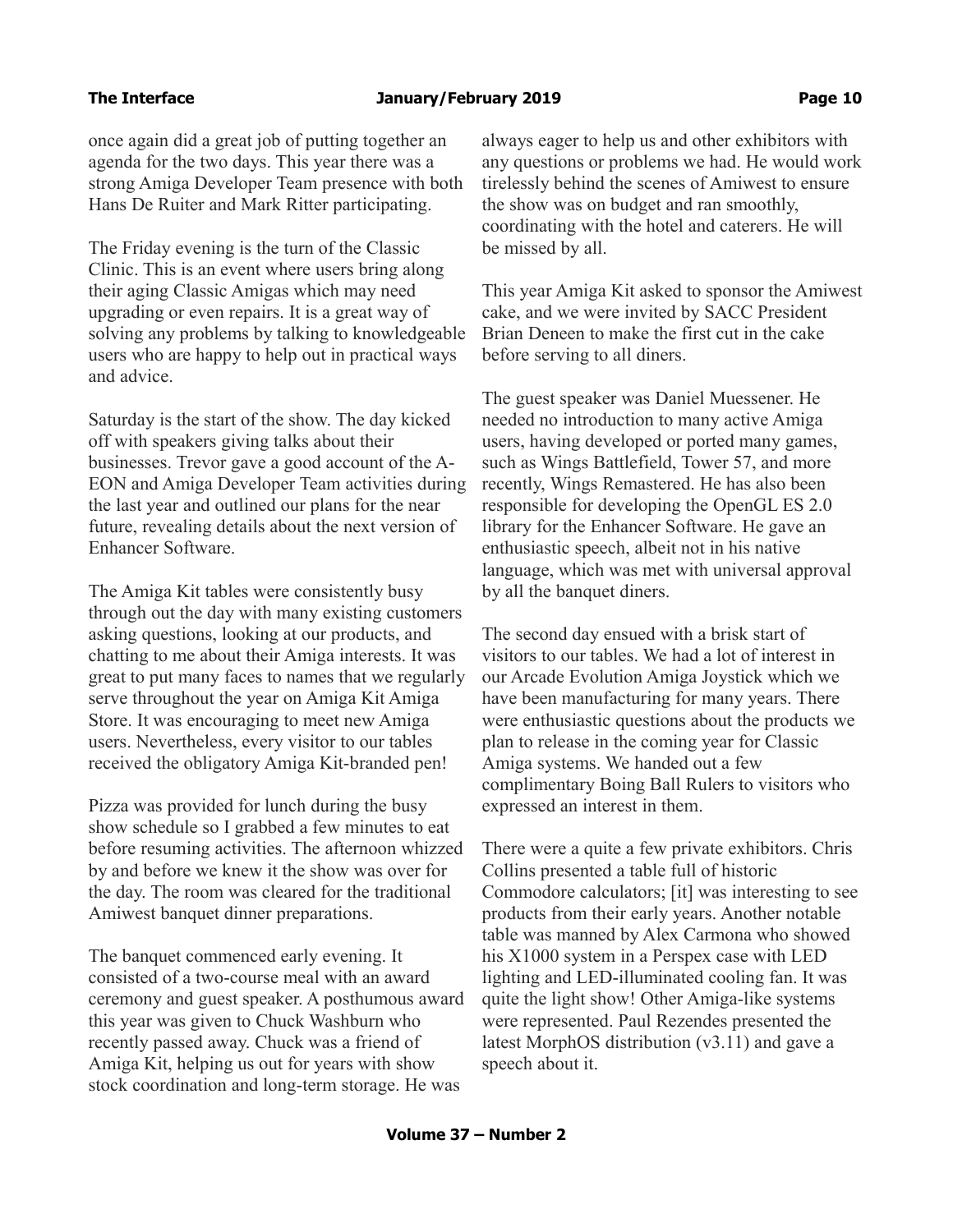once again did a great job of putting together an agenda for the two days. This year there was a strong Amiga Developer Team presence with both Hans De Ruiter and Mark Ritter participating.

The Friday evening is the turn of the Classic Clinic. This is an event where users bring along their aging Classic Amigas which may need upgrading or even repairs. It is a great way of solving any problems by talking to knowledgeable users who are happy to help out in practical ways and advice.

Saturday is the start of the show. The day kicked off with speakers giving talks about their businesses. Trevor gave a good account of the A-EON and Amiga Developer Team activities during the last year and outlined our plans for the near future, revealing details about the next version of Enhancer Software.

The Amiga Kit tables were consistently busy through out the day with many existing customers asking questions, looking at our products, and chatting to me about their Amiga interests. It was great to put many faces to names that we regularly serve throughout the year on Amiga Kit Amiga Store. It was encouraging to meet new Amiga users. Nevertheless, every visitor to our tables received the obligatory Amiga Kit-branded pen!

Pizza was provided for lunch during the busy show schedule so I grabbed a few minutes to eat before resuming activities. The afternoon whizzed by and before we knew it the show was over for the day. The room was cleared for the traditional Amiwest banquet dinner preparations.

The banquet commenced early evening. It consisted of a two-course meal with an award ceremony and guest speaker. A posthumous award this year was given to Chuck Washburn who recently passed away. Chuck was a friend of Amiga Kit, helping us out for years with show stock coordination and long-term storage. He was always eager to help us and other exhibitors with any questions or problems we had. He would work tirelessly behind the scenes of Amiwest to ensure the show was on budget and ran smoothly, coordinating with the hotel and caterers. He will be missed by all.

This year Amiga Kit asked to sponsor the Amiwest cake, and we were invited by SACC President Brian Deneen to make the first cut in the cake before serving to all diners.

The guest speaker was Daniel Muessener. He needed no introduction to many active Amiga users, having developed or ported many games, such as Wings Battlefield, Tower 57, and more recently, Wings Remastered. He has also been responsible for developing the OpenGL ES 2.0 library for the Enhancer Software. He gave an enthusiastic speech, albeit not in his native language, which was met with universal approval by all the banquet diners.

The second day ensued with a brisk start of visitors to our tables. We had a lot of interest in our Arcade Evolution Amiga Joystick which we have been manufacturing for many years. There were enthusiastic questions about the products we plan to release in the coming year for Classic Amiga systems. We handed out a few complimentary Boing Ball Rulers to visitors who expressed an interest in them.

There were a quite a few private exhibitors. Chris Collins presented a table full of historic Commodore calculators; [it] was interesting to see products from their early years. Another notable table was manned by Alex Carmona who showed his X1000 system in a Perspex case with LED lighting and LED-illuminated cooling fan. It was quite the light show! Other Amiga-like systems were represented. Paul Rezendes presented the latest MorphOS distribution (v3.11) and gave a speech about it.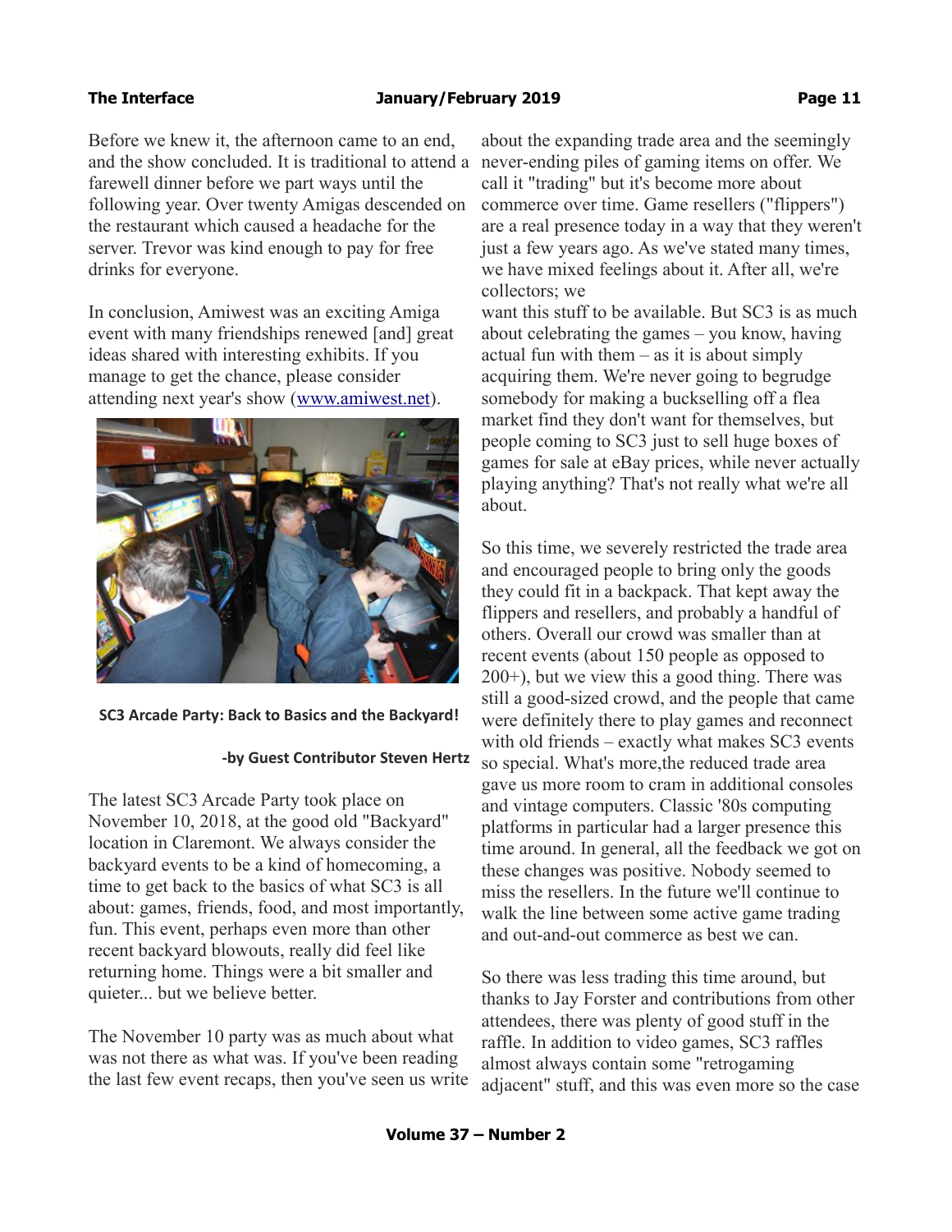Before we knew it, the afternoon came to an end, and the show concluded. It is traditional to attend a farewell dinner before we part ways until the following year. Over twenty Amigas descended on the restaurant which caused a headache for the server. Trevor was kind enough to pay for free drinks for everyone.

In conclusion, Amiwest was an exciting Amiga event with many friendships renewed [and] great ideas shared with interesting exhibits. If you manage to get the chance, please consider attending next year's show (www.amiwest.net).

## SC3 Arcade Party: Back to Basics and the Backyard!

**-by Guest Contributor Steven Hertz**

The latest SC3 Arcade Party took place on November 10, 2018, at the good old "Backyard" location in Claremont. We always consider the backyard events to be a kind of homecoming, a time to get back to the basics of what SC3 is all about: games, friends, food, and most importantly, fun. This event, perhaps even more than other recent backyard blowouts, really did feel like returning home. Things were a bit smaller and quieter... but we believe better.

The November 10 party was as much about what was not there as what was. If you've been reading the last few event recaps, then you've seen us write about the expanding trade area and the seemingly never-ending piles of gaming items on offer. We call it "trading" but it's become more about commerce over time. Game resellers ("flippers") are a real presence today in a way that they weren't just a few years ago. As we've stated many times, we have mixed feelings about it. After all, we're collectors; we want this stuff to be available. But SC3 is as much about celebrating the games – you know, having actual fun with them – as it is about simply acquiring them. We're never going to begrudge somebody for making a buckselling off a flea market find they don't want for themselves, but people coming to SC3 just to sell huge boxes of games for sale at eBay prices, while never actually playing anything? That's not really what we're all about.

So this time, we severely restricted the trade area and encouraged people to bring only the goods they could fit in a backpack. That kept away the flippers and resellers, and probably a handful of others. Overall our crowd was smaller than at recent events (about 150 people as opposed to 200+), but we view this a good thing. There was still a good-sized crowd, and the people that came were definitely there to play games and reconnect with old friends – exactly what makes SC3 events so special. What's more,the reduced trade area gave us more room to cram in additional consoles and vintage computers. Classic '80s computing platforms in particular had a larger presence this time around. In general, all the feedback we got on these changes was positive. Nobody seemed to miss the resellers. In the future we'll continue to walk the line between some active game trading and out-and-out commerce as best we can.

So there was less trading this time around, but thanks to Jay Forster and contributions from other attendees, there was plenty of good stuff in the raffle. In addition to video games, SC3 raffles almost always contain some "retrogaming adjacent" stuff, and this was even more so the case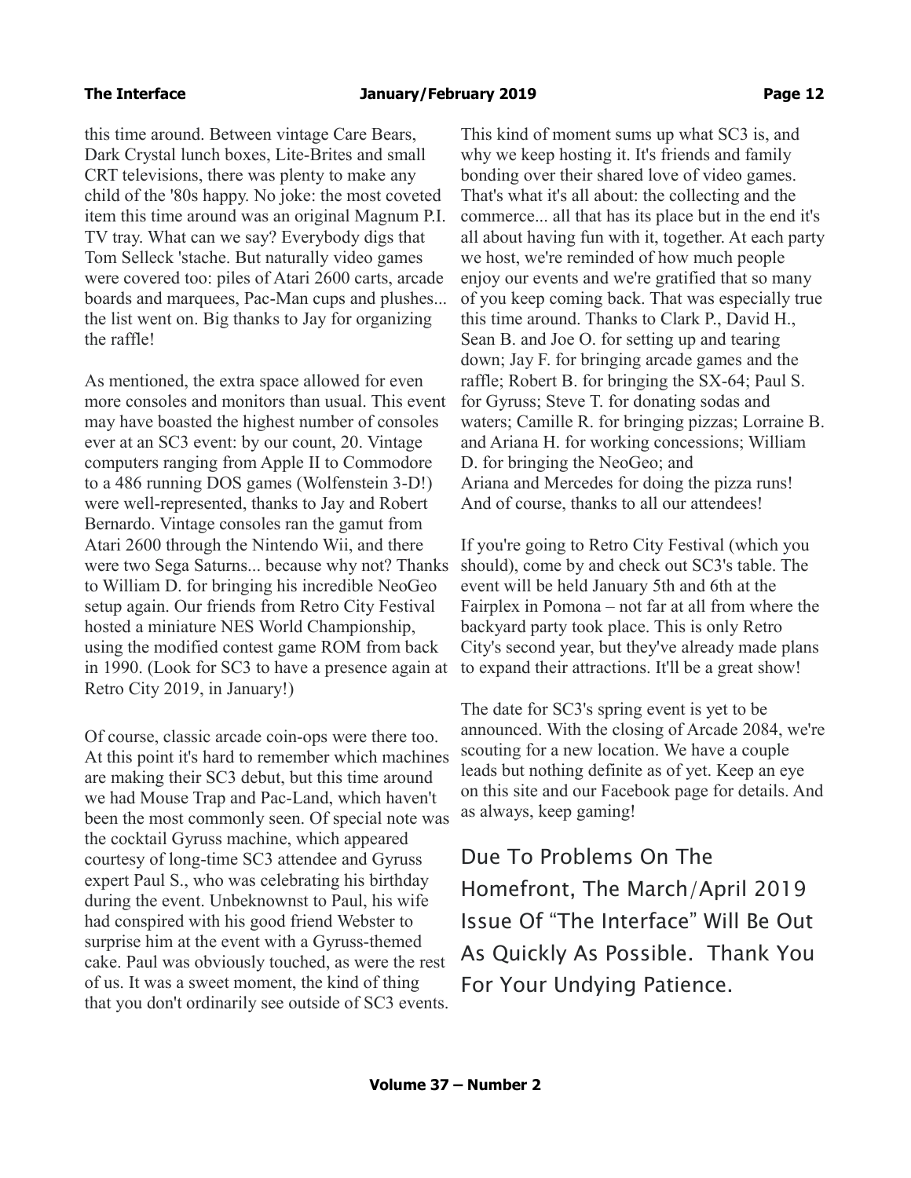this time around. Between vintage Care Bears, Dark Crystal lunch boxes, Lite-Brites and small CRT televisions, there was plenty to make any child of the '80s happy. No joke: the most coveted item this time around was an original Magnum P.I. TV tray. What can we say? Everybody digs that Tom Selleck 'stache. But naturally video games were covered too: piles of Atari 2600 carts, arcade boards and marquees, Pac-Man cups and plushes... the list went on. Big thanks to Jay for organizing the raffle!

As mentioned, the extra space allowed for even more consoles and monitors than usual. This event may have boasted the highest number of consoles ever at an SC3 event: by our count, 20. Vintage computers ranging from Apple II to Commodore to a 486 running DOS games (Wolfenstein 3-D!) were well-represented, thanks to Jay and Robert Bernardo. Vintage consoles ran the gamut from Atari 2600 through the Nintendo Wii, and there were two Sega Saturns... because why not? Thanks to William D. for bringing his incredible NeoGeo setup again. Our friends from Retro City Festival hosted a miniature NES World Championship, using the modified contest game ROM from back in 1990. (Look for SC3 to have a presence again at Retro City 2019, in January!)

Of course, classic arcade coin-ops were there too. At this point it's hard to remember which machines are making their SC3 debut, but this time around we had Mouse Trap and Pac-Land, which haven't been the most commonly seen. Of special note was the cocktail Gyruss machine, which appeared courtesy of long-time SC3 attendee and Gyruss expert Paul S., who was celebrating his birthday during the event. Unbeknownst to Paul, his wife had conspired with his good friend Webster to surprise him at the event with a Gyruss-themed cake. Paul was obviously touched, as were the rest of us. It was a sweet moment, the kind of thing that you don't ordinarily see outside of SC3 events.

This kind of moment sums up what SC3 is, and why we keep hosting it. It's friends and family bonding over their shared love of video games. That's what it's all about: the collecting and the commerce... all that has its place but in the end it's all about having fun with it, together. At each party we host, we're reminded of how much people enjoy our events and we're gratified that so many of you keep coming back. That was especially true this time around. Thanks to Clark P., David H., Sean B. and Joe O. for setting up and tearing down; Jay F. for bringing arcade games and the raffle; Robert B. for bringing the SX-64; Paul S. for Gyruss; Steve T. for donating sodas and waters; Camille R. for bringing pizzas; Lorraine B. and Ariana H. for working concessions; William D. for bringing the NeoGeo; and Ariana and Mercedes for doing the pizza runs! And of course, thanks to all our attendees!

If you're going to Retro City Festival (which you should), come by and check out SC3's table. The event will be held January 5th and 6th at the Fairplex in Pomona – not far at all from where the backyard party took place. This is only Retro City's second year, but they've already made plans to expand their attractions. It'll be a great show!

The date for SC3's spring event is yet to be announced. With the closing of Arcade 2084, we're scouting for a new location. We have a couple leads but nothing definite as of yet. Keep an eye on this site and our Facebook page for details. And as always, keep gaming!

Due To Problems On The Homefront, The March/April 2019 Issue Of "The Interface" Will Be Out As Quickly As Possible. Thank You For Your Undying Patience.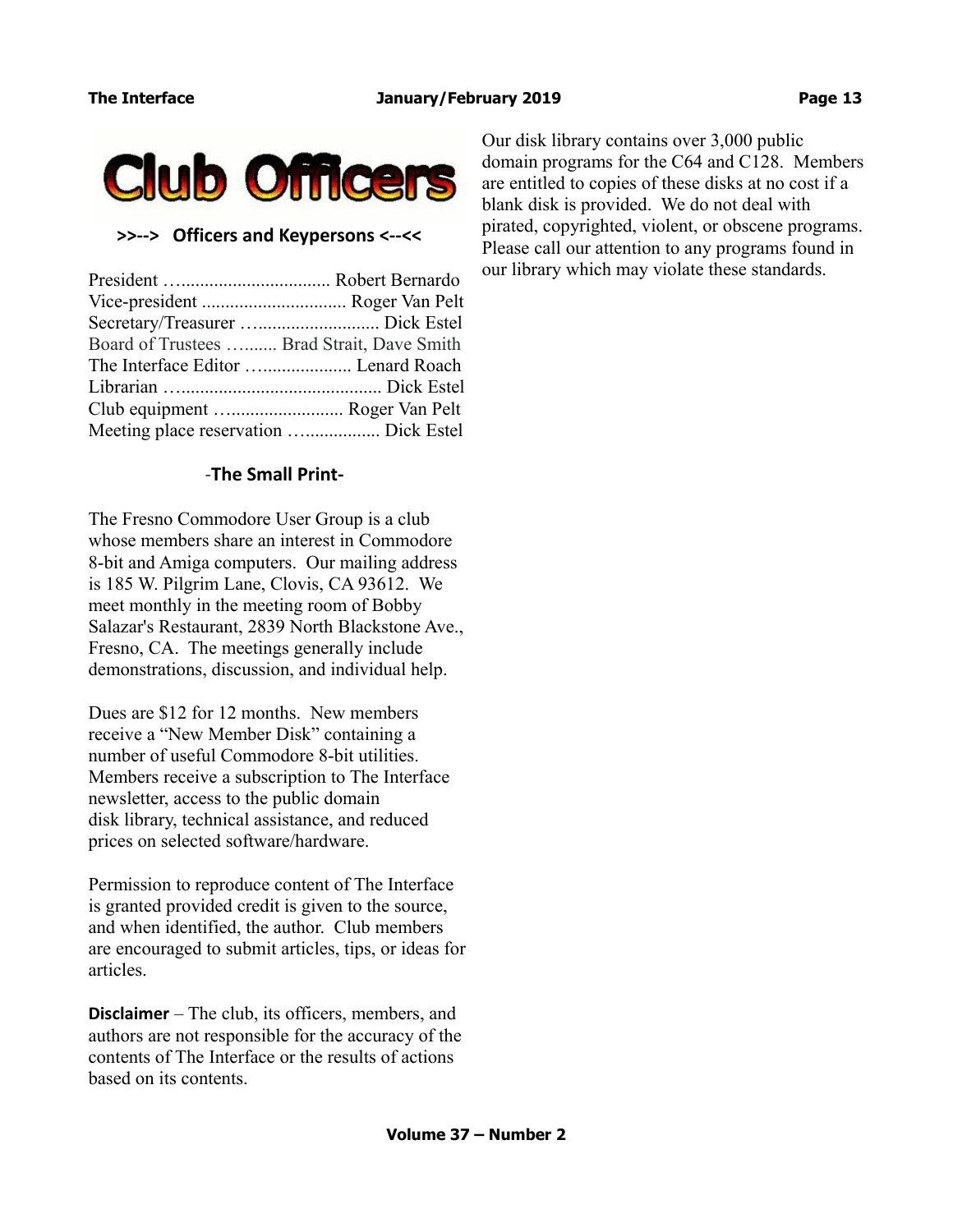# Club Officers

### >>--> Officers and Keypersons <--<<

President …................................ Robert Bernardo
Vice-president .............................. Roger Van Pelt
Secretary/Treasurer …......................... Dick Estel
Board of Trustees …...... Brad Strait, Dave Smith
The Interface Editor …................... Lenard Roach
Librarian …......................................... Dick Estel
Club equipment …....................... Roger Van Pelt
Meeting place reservation …............... Dick Estel

### -The Small Print-

The Fresno Commodore User Group is a club whose members share an interest in Commodore 8-bit and Amiga computers. Our mailing address is 185 W. Pilgrim Lane, Clovis, CA 93612. We meet monthly in the meeting room of Bobby Salazar's Restaurant, 2839 North Blackstone Ave., Fresno, CA. The meetings generally include demonstrations, discussion, and individual help.

Dues are $12 for 12 months. New members receive a "New Member Disk" containing a number of useful Commodore 8-bit utilities. Members receive a subscription to The Interface newsletter, access to the public domain disk library, technical assistance, and reduced prices on selected software/hardware.

Permission to reproduce content of The Interface is granted provided credit is given to the source, and when identified, the author. Club members are encouraged to submit articles, tips, or ideas for articles.

**Disclaimer** – The club, its officers, members, and authors are not responsible for the accuracy of the contents of The Interface or the results of actions based on its contents.

Our disk library contains over 3,000 public domain programs for the C64 and C128. Members are entitled to copies of these disks at no cost if a blank disk is provided. We do not deal with pirated, copyrighted, violent, or obscene programs. Please call our attention to any programs found in our library which may violate these standards.